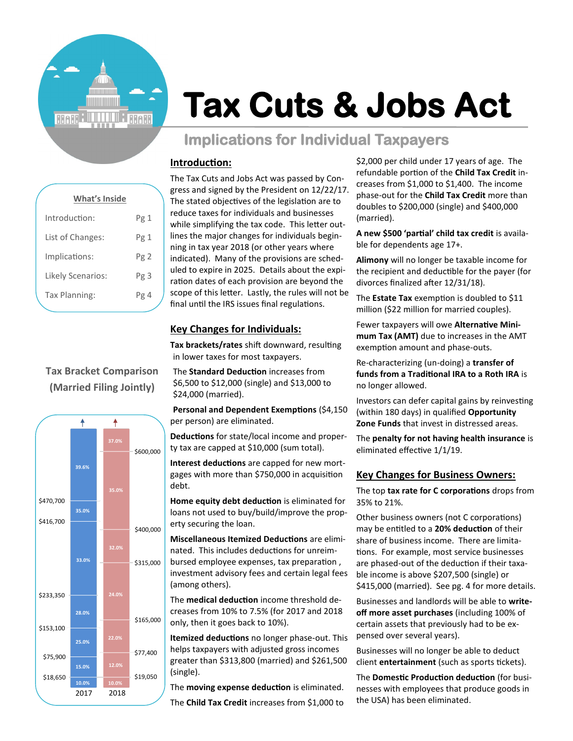# Tax Cuts & Jobs Act

## Implications for Individual Taxpayers

| What's Inside | |
|---|---|
| Introduction: | Pg 1 |
| List of Changes: | Pg 1 |
| Implications: | Pg 2 |
| Likely Scenarios: | Pg 3 |
| Tax Planning: | Pg 4 |

### Tax Bracket Comparison (Married Filing Jointly)

| 2017 Rate | 2017 Income Threshold | 2018 Rate | 2018 Income Threshold |
|---|---|---|---|
| 10.0% | $18,650 | 10.0% | $19,050 |
| 15.0% | $75,900 | 12.0% | $77,400 |
| 25.0% | $153,100 | 22.0% | $165,000 |
| 28.0% | $233,350 | 24.0% | $315,000 |
| 33.0% | $416,700 | 32.0% | $400,000 |
| 35.0% | $470,700 | 35.0% | $600,000 |
| 39.6% | | 37.0% | |

## Introduction:

The Tax Cuts and Jobs Act was passed by Congress and signed by the President on 12/22/17. The stated objectives of the legislation are to reduce taxes for individuals and businesses while simplifying the tax code. This letter outlines the major changes for individuals beginning in tax year 2018 (or other years where indicated). Many of the provisions are scheduled to expire in 2025. Details about the expiration dates of each provision are beyond the scope of this letter. Lastly, the rules will not be final until the IRS issues final regulations.

## Key Changes for Individuals:

**Tax brackets/rates** shift downward, resulting in lower taxes for most taxpayers.

The **Standard Deduction** increases from $6,500 to $12,000 (single) and $13,000 to $24,000 (married).

**Personal and Dependent Exemptions** ($4,150 per person) are eliminated.

**Deductions** for state/local income and property tax are capped at $10,000 (sum total).

**Interest deductions** are capped for new mortgages with more than $750,000 in acquisition debt.

**Home equity debt deduction** is eliminated for loans not used to buy/build/improve the property securing the loan.

**Miscellaneous Itemized Deductions** are eliminated. This includes deductions for unreimbursed employee expenses, tax preparation , investment advisory fees and certain legal fees (among others).

The **medical deduction** income threshold decreases from 10% to 7.5% (for 2017 and 2018 only, then it goes back to 10%).

**Itemized deductions** no longer phase-out. This helps taxpayers with adjusted gross incomes greater than $313,800 (married) and $261,500 (single).

The **moving expense deduction** is eliminated.

The **Child Tax Credit** increases from $1,000 to $2,000 per child under 17 years of age. The refundable portion of the **Child Tax Credit** increases from $1,000 to $1,400. The income phase-out for the **Child Tax Credit** more than doubles to $200,000 (single) and $400,000 (married).

**A new $500 'partial' child tax credit** is available for dependents age 17+.

**Alimony** will no longer be taxable income for the recipient and deductible for the payer (for divorces finalized after 12/31/18).

The **Estate Tax** exemption is doubled to $11 million ($22 million for married couples).

Fewer taxpayers will owe **Alternative Minimum Tax (AMT)** due to increases in the AMT exemption amount and phase-outs.

Re-characterizing (un-doing) a **transfer of funds from a Traditional IRA to a Roth IRA** is no longer allowed.

Investors can defer capital gains by reinvesting (within 180 days) in qualified **Opportunity Zone Funds** that invest in distressed areas.

The **penalty for not having health insurance** is eliminated effective 1/1/19.

## Key Changes for Business Owners:

The top **tax rate for C corporations** drops from 35% to 21%.

Other business owners (not C corporations) may be entitled to a **20% deduction** of their share of business income. There are limitations. For example, most service businesses are phased-out of the deduction if their taxable income is above $207,500 (single) or $415,000 (married). See pg. 4 for more details.

Businesses and landlords will be able to **write-off more asset purchases** (including 100% of certain assets that previously had to be expensed over several years).

Businesses will no longer be able to deduct client **entertainment** (such as sports tickets).

The **Domestic Production deduction** (for businesses with employees that produce goods in the USA) has been eliminated.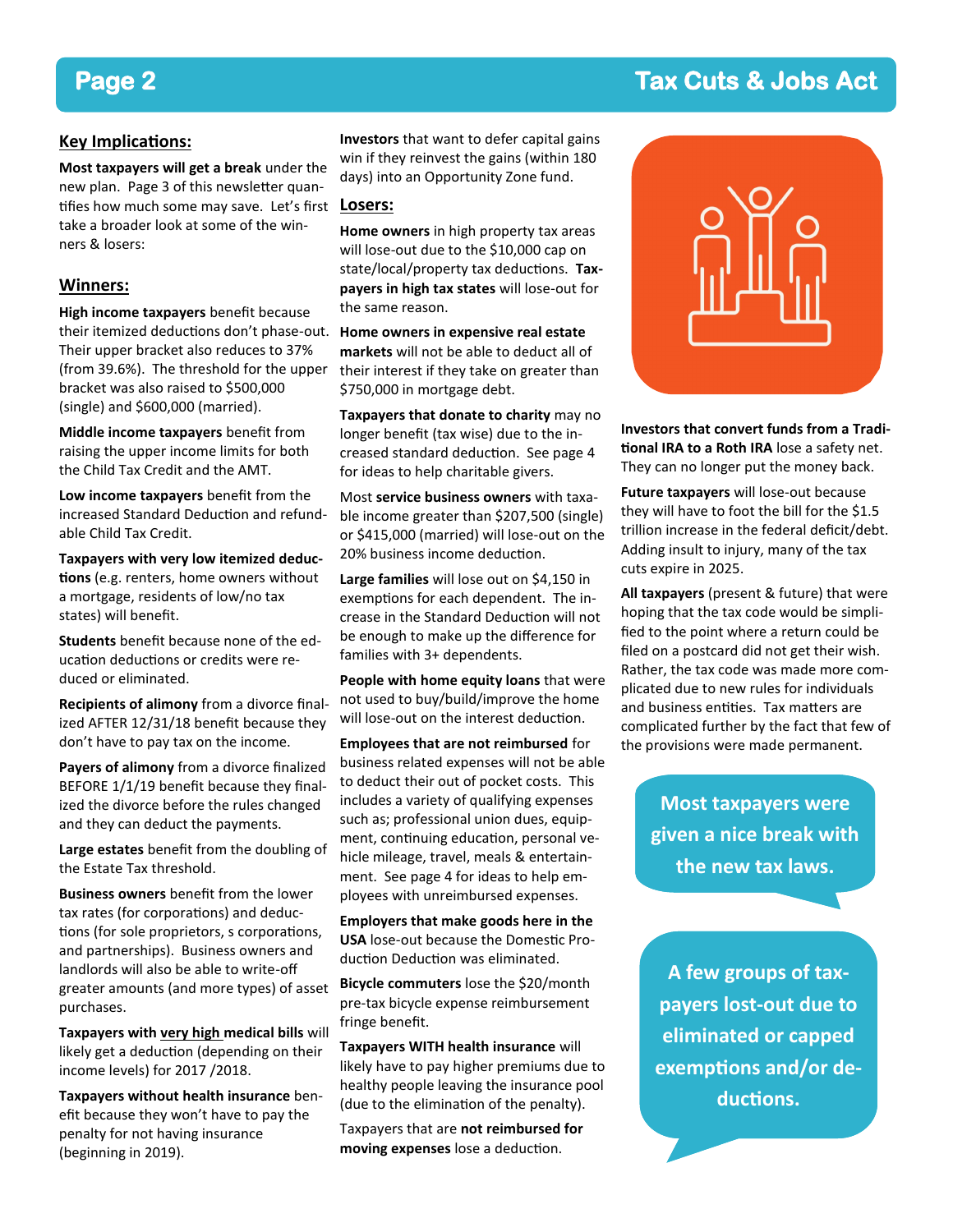## Key Implications:

**Most taxpayers will get a break** under the new plan. Page 3 of this newsletter quantifies how much some may save. Let's first take a broader look at some of the winners & losers:

### Winners:

**High income taxpayers** benefit because their itemized deductions don't phase-out. Their upper bracket also reduces to 37% (from 39.6%). The threshold for the upper bracket was also raised to $500,000 (single) and $600,000 (married).

**Middle income taxpayers** benefit from raising the upper income limits for both the Child Tax Credit and the AMT.

**Low income taxpayers** benefit from the increased Standard Deduction and refundable Child Tax Credit.

**Taxpayers with very low itemized deductions** (e.g. renters, home owners without a mortgage, residents of low/no tax states) will benefit.

**Students** benefit because none of the education deductions or credits were reduced or eliminated.

**Recipients of alimony** from a divorce finalized AFTER 12/31/18 benefit because they don't have to pay tax on the income.

**Payers of alimony** from a divorce finalized BEFORE 1/1/19 benefit because they finalized the divorce before the rules changed and they can deduct the payments.

**Large estates** benefit from the doubling of the Estate Tax threshold.

**Business owners** benefit from the lower tax rates (for corporations) and deductions (for sole proprietors, s corporations, and partnerships). Business owners and landlords will also be able to write-off greater amounts (and more types) of asset purchases.

**Taxpayers with <u>very high</u> medical bills** will likely get a deduction (depending on their income levels) for 2017 /2018.

**Taxpayers without health insurance** benefit because they won't have to pay the penalty for not having insurance (beginning in 2019).

**Investors** that want to defer capital gains win if they reinvest the gains (within 180 days) into an Opportunity Zone fund.

### Losers:

**Home owners** in high property tax areas will lose-out due to the $10,000 cap on state/local/property tax deductions. **Taxpayers in high tax states** will lose-out for the same reason.

**Home owners in expensive real estate markets** will not be able to deduct all of their interest if they take on greater than $750,000 in mortgage debt.

**Taxpayers that donate to charity** may no longer benefit (tax wise) due to the increased standard deduction. See page 4 for ideas to help charitable givers.

Most **service business owners** with taxable income greater than $207,500 (single) or $415,000 (married) will lose-out on the 20% business income deduction.

**Large families** will lose out on $4,150 in exemptions for each dependent. The increase in the Standard Deduction will not be enough to make up the difference for families with 3+ dependents.

**People with home equity loans** that were not used to buy/build/improve the home will lose-out on the interest deduction.

**Employees that are not reimbursed** for business related expenses will not be able to deduct their out of pocket costs. This includes a variety of qualifying expenses such as; professional union dues, equipment, continuing education, personal vehicle mileage, travel, meals & entertainment. See page 4 for ideas to help employees with unreimbursed expenses.

**Employers that make goods here in the USA** lose-out because the Domestic Production Deduction was eliminated.

**Bicycle commuters** lose the $20/month pre-tax bicycle expense reimbursement fringe benefit.

**Taxpayers WITH health insurance** will likely have to pay higher premiums due to healthy people leaving the insurance pool (due to the elimination of the penalty).

Taxpayers that are **not reimbursed for moving expenses** lose a deduction.

**Investors that convert funds from a Traditional IRA to a Roth IRA** lose a safety net. They can no longer put the money back.

**Future taxpayers** will lose-out because they will have to foot the bill for the $1.5 trillion increase in the federal deficit/debt. Adding insult to injury, many of the tax cuts expire in 2025.

**All taxpayers** (present & future) that were hoping that the tax code would be simplified to the point where a return could be filed on a postcard did not get their wish. Rather, the tax code was made more complicated due to new rules for individuals and business entities. Tax matters are complicated further by the fact that few of the provisions were made permanent.

**Most taxpayers were given a nice break with the new tax laws.**

**A few groups of taxpayers lost-out due to eliminated or capped exemptions and/or deductions.**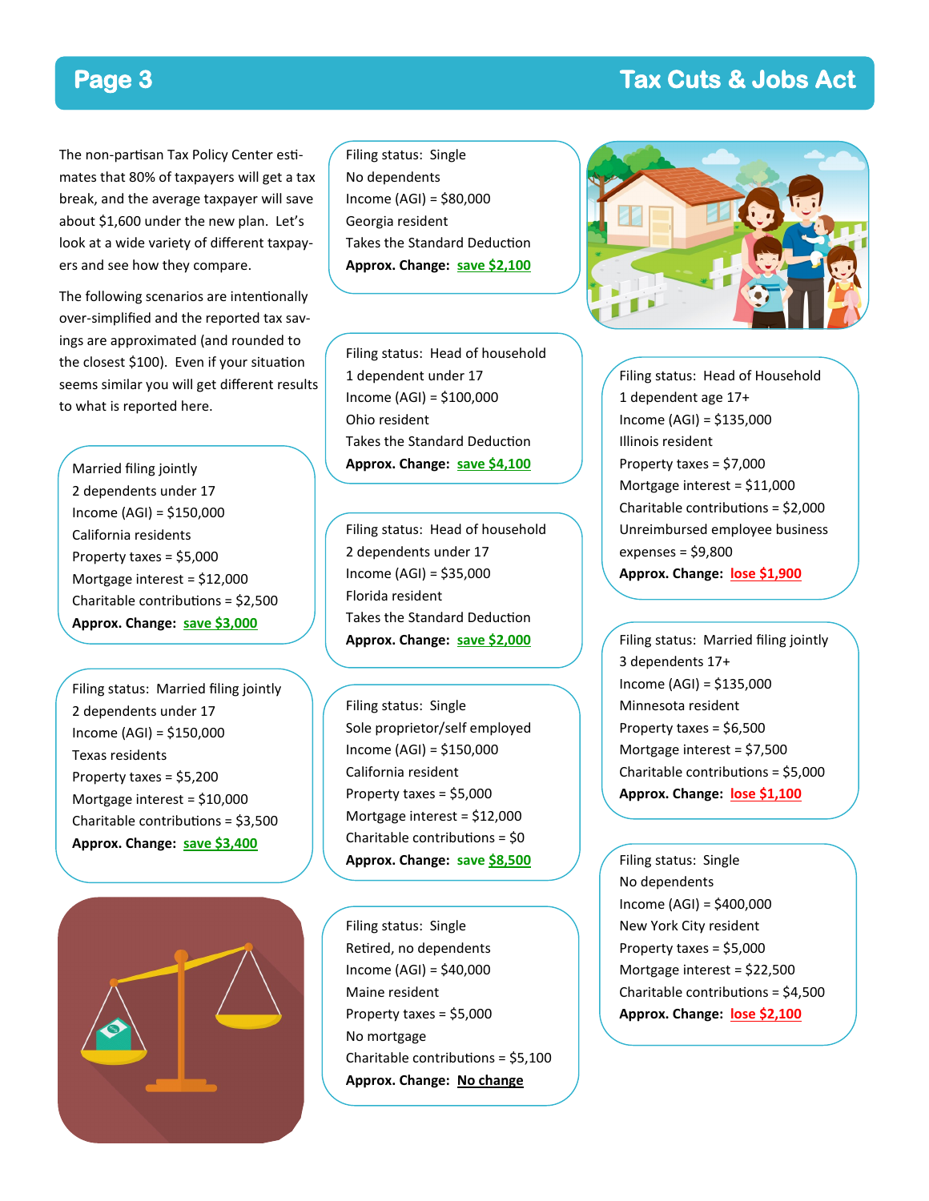The non-partisan Tax Policy Center estimates that 80% of taxpayers will get a tax break, and the average taxpayer will save about $1,600 under the new plan. Let's look at a wide variety of different taxpayers and see how they compare.

The following scenarios are intentionally over-simplified and the reported tax savings are approximated (and rounded to the closest $100). Even if your situation seems similar you will get different results to what is reported here.

Married filing jointly
2 dependents under 17
Income (AGI) = $150,000
California residents
Property taxes = $5,000
Mortgage interest = $12,000
Charitable contributions = $2,500
**Approx. Change: save $3,000**

Filing status: Married filing jointly
2 dependents under 17
Income (AGI) = $150,000
Texas residents
Property taxes = $5,200
Mortgage interest = $10,000
Charitable contributions = $3,500
**Approx. Change: save $3,400**

Filing status: Single
No dependents
Income (AGI) = $80,000
Georgia resident
Takes the Standard Deduction
**Approx. Change: save $2,100**

Filing status: Head of household
1 dependent under 17
Income (AGI) = $100,000
Ohio resident
Takes the Standard Deduction
**Approx. Change: save $4,100**

Filing status: Head of household
2 dependents under 17
Income (AGI) = $35,000
Florida resident
Takes the Standard Deduction
**Approx. Change: save $2,000**

Filing status: Single
Sole proprietor/self employed
Income (AGI) = $150,000
California resident
Property taxes = $5,000
Mortgage interest = $12,000
Charitable contributions = $0
**Approx. Change: save $8,500**

Filing status: Single
Retired, no dependents
Income (AGI) = $40,000
Maine resident
Property taxes = $5,000
No mortgage
Charitable contributions = $5,100
**Approx. Change: No change**

Filing status: Head of Household
1 dependent age 17+
Income (AGI) = $135,000
Illinois resident
Property taxes = $7,000
Mortgage interest = $11,000
Charitable contributions = $2,000
Unreimbursed employee business expenses = $9,800
**Approx. Change: lose $1,900**

Filing status: Married filing jointly
3 dependents 17+
Income (AGI) = $135,000
Minnesota resident
Property taxes = $6,500
Mortgage interest = $7,500
Charitable contributions = $5,000
**Approx. Change: lose $1,100**

Filing status: Single
No dependents
Income (AGI) = $400,000
New York City resident
Property taxes = $5,000
Mortgage interest = $22,500
Charitable contributions = $4,500
**Approx. Change: lose $2,100**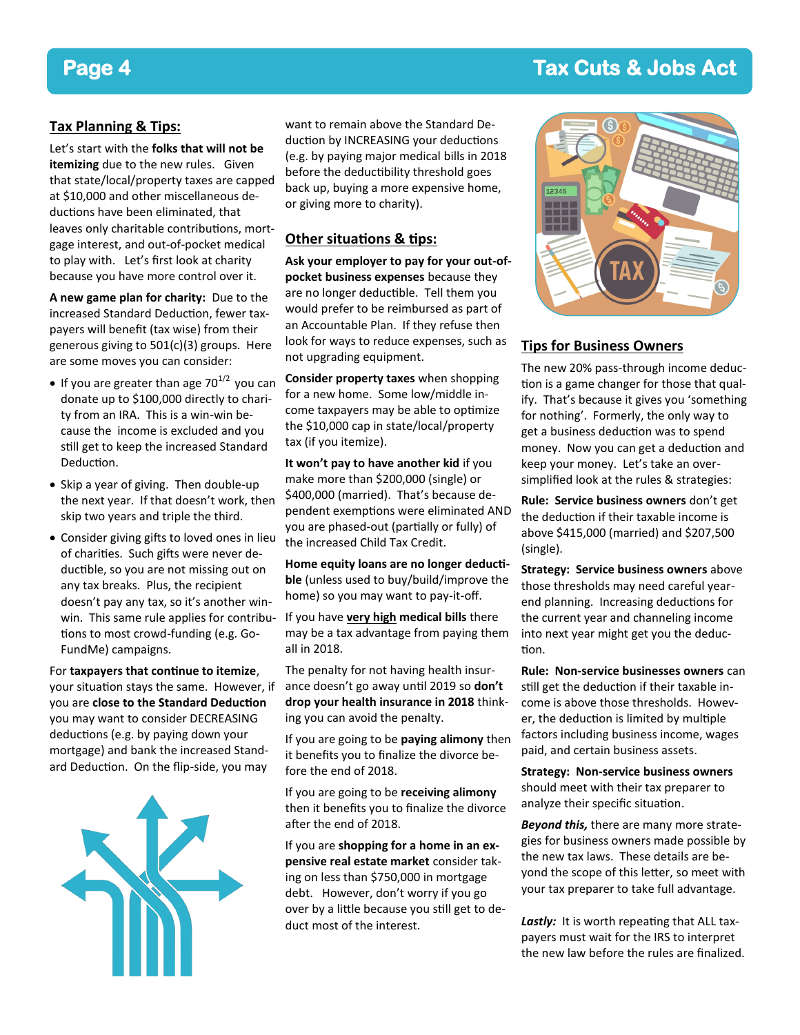## Tax Planning & Tips:

Let's start with the **folks that will not be itemizing** due to the new rules. Given that state/local/property taxes are capped at $10,000 and other miscellaneous deductions have been eliminated, that leaves only charitable contributions, mortgage interest, and out-of-pocket medical to play with. Let's first look at charity because you have more control over it.

**A new game plan for charity:** Due to the increased Standard Deduction, fewer taxpayers will benefit (tax wise) from their generous giving to 501(c)(3) groups. Here are some moves you can consider:

- If you are greater than age $70^{1/2}$ you can donate up to $100,000 directly to charity from an IRA. This is a win-win because the income is excluded and you still get to keep the increased Standard Deduction.
- Skip a year of giving. Then double-up the next year. If that doesn't work, then skip two years and triple the third.
- Consider giving gifts to loved ones in lieu of charities. Such gifts were never deductible, so you are not missing out on any tax breaks. Plus, the recipient doesn't pay any tax, so it's another win-win. This same rule applies for contributions to most crowd-funding (e.g. GoFundMe) campaigns.

For **taxpayers that continue to itemize**, your situation stays the same. However, if you are **close to the Standard Deduction** you may want to consider DECREASING deductions (e.g. by paying down your mortgage) and bank the increased Standard Deduction. On the flip-side, you may want to remain above the Standard Deduction by INCREASING your deductions (e.g. by paying major medical bills in 2018 before the deductibility threshold goes back up, buying a more expensive home, or giving more to charity).

## Other situations & tips:

**Ask your employer to pay for your out-of-pocket business expenses** because they are no longer deductible. Tell them you would prefer to be reimbursed as part of an Accountable Plan. If they refuse then look for ways to reduce expenses, such as not upgrading equipment.

**Consider property taxes** when shopping for a new home. Some low/middle income taxpayers may be able to optimize the $10,000 cap in state/local/property tax (if you itemize).

**It won't pay to have another kid** if you make more than $200,000 (single) or $400,000 (married). That's because dependent exemptions were eliminated AND you are phased-out (partially or fully) of the increased Child Tax Credit.

**Home equity loans are no longer deductible** (unless used to buy/build/improve the home) so you may want to pay-it-off.

If you have **very high medical bills** there may be a tax advantage from paying them all in 2018.

The penalty for not having health insurance doesn't go away until 2019 so **don't drop your health insurance in 2018** thinking you can avoid the penalty.

If you are going to be **paying alimony** then it benefits you to finalize the divorce before the end of 2018.

If you are going to be **receiving alimony** then it benefits you to finalize the divorce after the end of 2018.

If you are **shopping for a home in an expensive real estate market** consider taking on less than $750,000 in mortgage debt. However, don't worry if you go over by a little because you still get to deduct most of the interest.

## Tips for Business Owners

The new 20% pass-through income deduction is a game changer for those that qualify. That's because it gives you 'something for nothing'. Formerly, the only way to get a business deduction was to spend money. Now you can get a deduction and keep your money. Let's take an over-simplified look at the rules & strategies:

**Rule: Service business owners** don't get the deduction if their taxable income is above $415,000 (married) and $207,500 (single).

**Strategy: Service business owners** above those thresholds may need careful year-end planning. Increasing deductions for the current year and channeling income into next year might get you the deduction.

**Rule: Non-service businesses owners** can still get the deduction if their taxable income is above those thresholds. However, the deduction is limited by multiple factors including business income, wages paid, and certain business assets.

**Strategy: Non-service business owners** should meet with their tax preparer to analyze their specific situation.

***Beyond this,*** there are many more strategies for business owners made possible by the new tax laws. These details are beyond the scope of this letter, so meet with your tax preparer to take full advantage.

***Lastly:*** It is worth repeating that ALL taxpayers must wait for the IRS to interpret the new law before the rules are finalized.